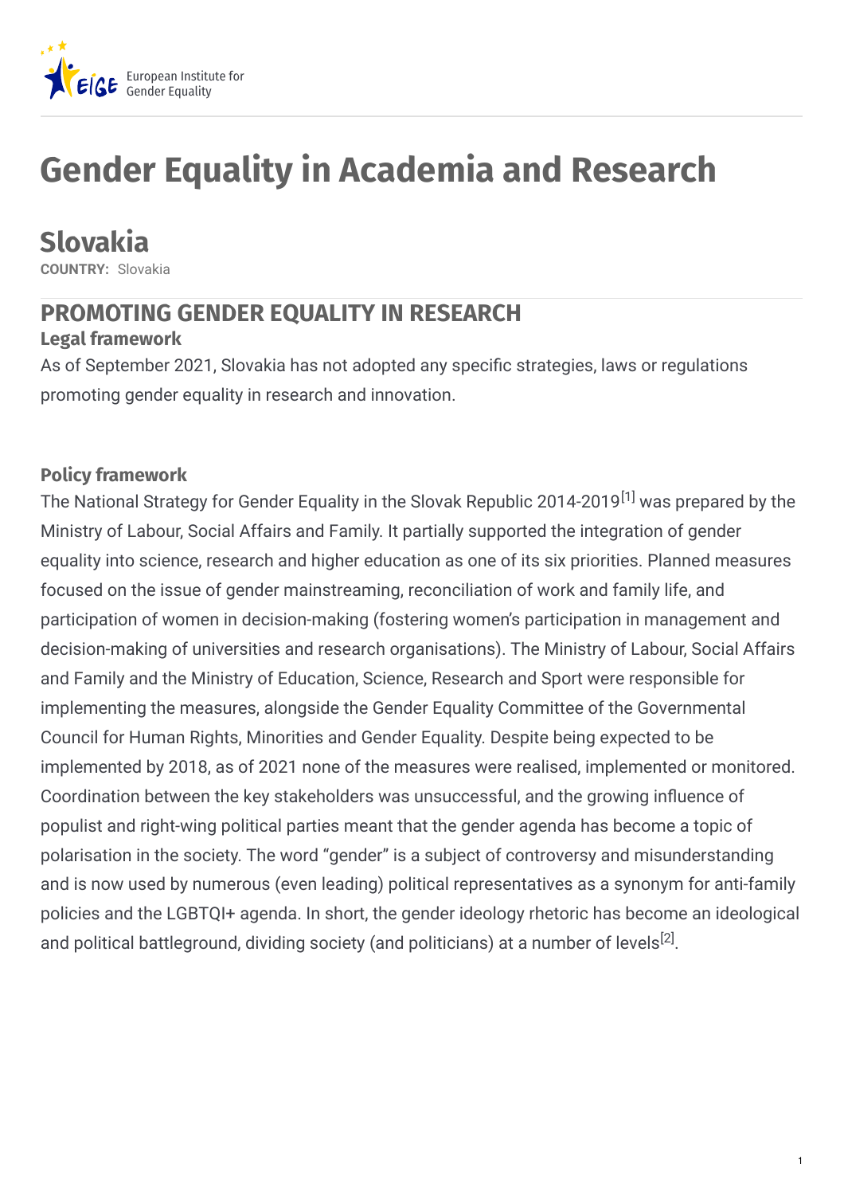European Institute for Gender Equality

# Gender Equality in Academia and Research

## Slovakia

**COUNTRY:** Slovakia

## PROMOTING GENDER EQUALITY IN RESEARCH

### Legal framework

As of September 2021, Slovakia has not adopted any specific strategies, laws or regulations promoting gender equality in research and innovation.

### Policy framework

The National Strategy for Gender Equality in the Slovak Republic 2014-2019[1] was prepared by the Ministry of Labour, Social Affairs and Family. It partially supported the integration of gender equality into science, research and higher education as one of its six priorities. Planned measures focused on the issue of gender mainstreaming, reconciliation of work and family life, and participation of women in decision-making (fostering women's participation in management and decision-making of universities and research organisations). The Ministry of Labour, Social Affairs and Family and the Ministry of Education, Science, Research and Sport were responsible for implementing the measures, alongside the Gender Equality Committee of the Governmental Council for Human Rights, Minorities and Gender Equality. Despite being expected to be implemented by 2018, as of 2021 none of the measures were realised, implemented or monitored. Coordination between the key stakeholders was unsuccessful, and the growing influence of populist and right-wing political parties meant that the gender agenda has become a topic of polarisation in the society. The word "gender" is a subject of controversy and misunderstanding and is now used by numerous (even leading) political representatives as a synonym for anti-family policies and the LGBTQI+ agenda. In short, the gender ideology rhetoric has become an ideological and political battleground, dividing society (and politicians) at a number of levels[2].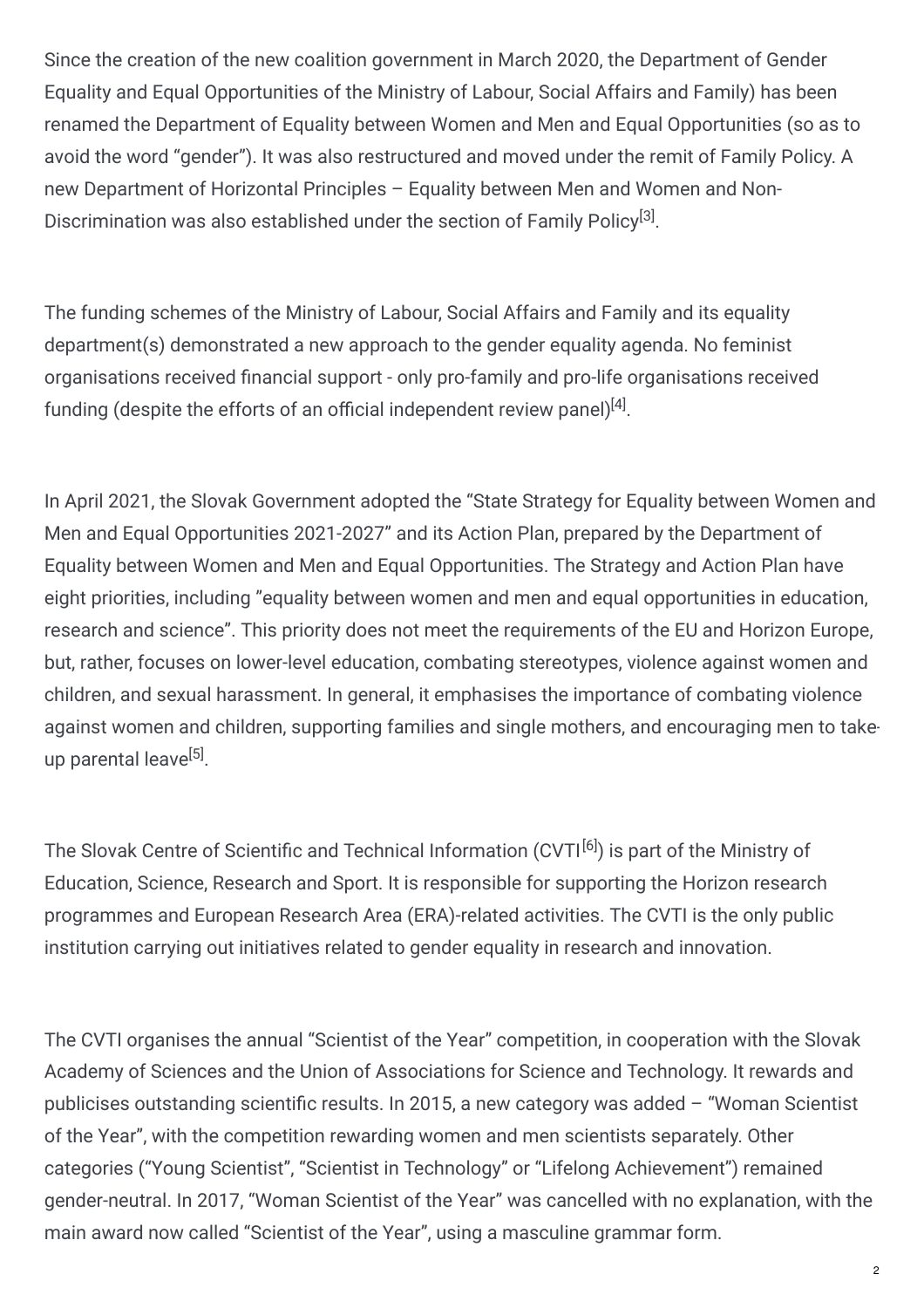Since the creation of the new coalition government in March 2020, the Department of Gender Equality and Equal Opportunities of the Ministry of Labour, Social Affairs and Family) has been renamed the Department of Equality between Women and Men and Equal Opportunities (so as to avoid the word "gender"). It was also restructured and moved under the remit of Family Policy. A new Department of Horizontal Principles – Equality between Men and Women and Non-Discrimination was also established under the section of Family Policy[3].

The funding schemes of the Ministry of Labour, Social Affairs and Family and its equality department(s) demonstrated a new approach to the gender equality agenda. No feminist organisations received financial support - only pro-family and pro-life organisations received funding (despite the efforts of an official independent review panel)[4].

In April 2021, the Slovak Government adopted the "State Strategy for Equality between Women and Men and Equal Opportunities 2021-2027" and its Action Plan, prepared by the Department of Equality between Women and Men and Equal Opportunities. The Strategy and Action Plan have eight priorities, including "equality between women and men and equal opportunities in education, research and science". This priority does not meet the requirements of the EU and Horizon Europe, but, rather, focuses on lower-level education, combating stereotypes, violence against women and children, and sexual harassment. In general, it emphasises the importance of combating violence against women and children, supporting families and single mothers, and encouraging men to take-up parental leave[5].

The Slovak Centre of Scientific and Technical Information (CVTI[6]) is part of the Ministry of Education, Science, Research and Sport. It is responsible for supporting the Horizon research programmes and European Research Area (ERA)-related activities. The CVTI is the only public institution carrying out initiatives related to gender equality in research and innovation.

The CVTI organises the annual "Scientist of the Year" competition, in cooperation with the Slovak Academy of Sciences and the Union of Associations for Science and Technology. It rewards and publicises outstanding scientific results. In 2015, a new category was added – "Woman Scientist of the Year", with the competition rewarding women and men scientists separately. Other categories ("Young Scientist", "Scientist in Technology" or "Lifelong Achievement") remained gender-neutral. In 2017, "Woman Scientist of the Year" was cancelled with no explanation, with the main award now called "Scientist of the Year", using a masculine grammar form.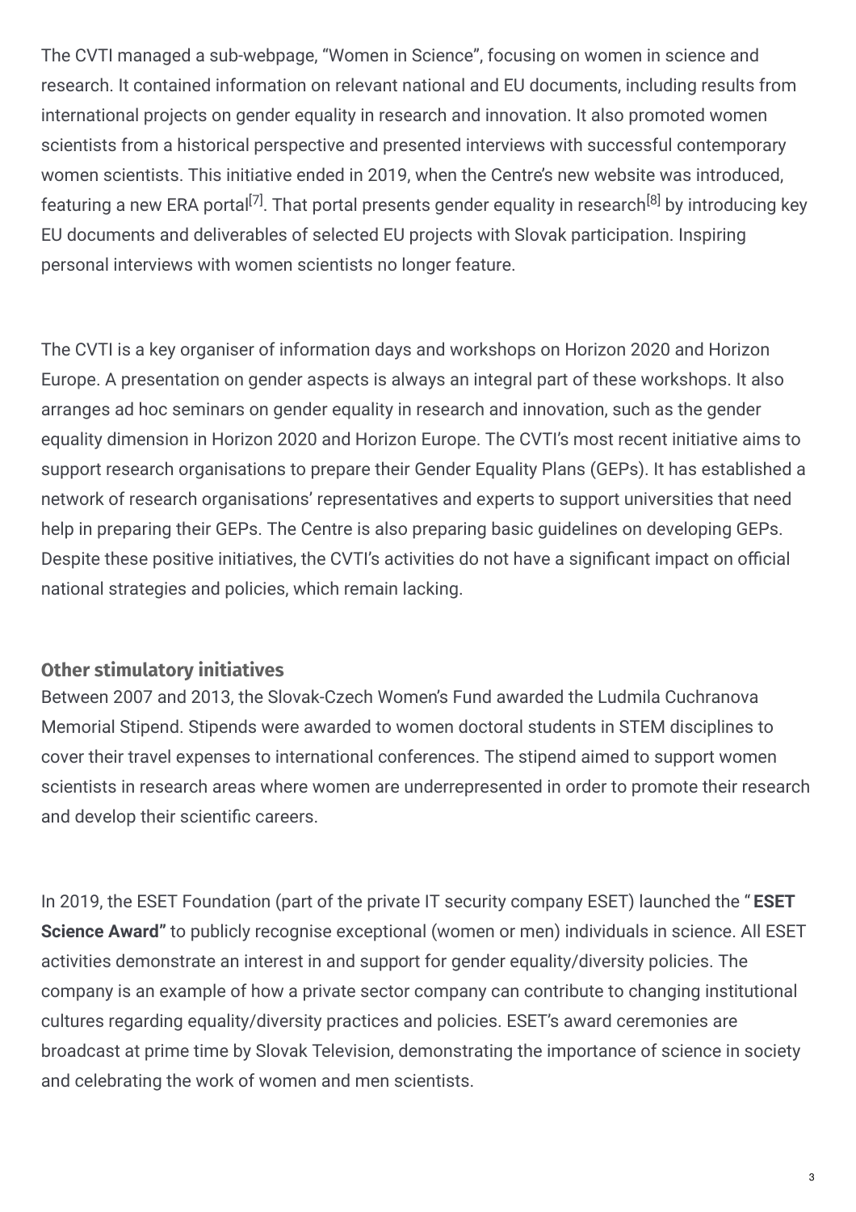The CVTI managed a sub-webpage, “Women in Science”, focusing on women in science and research. It contained information on relevant national and EU documents, including results from international projects on gender equality in research and innovation. It also promoted women scientists from a historical perspective and presented interviews with successful contemporary women scientists. This initiative ended in 2019, when the Centre’s new website was introduced, featuring a new ERA portal[7]. That portal presents gender equality in research[8] by introducing key EU documents and deliverables of selected EU projects with Slovak participation. Inspiring personal interviews with women scientists no longer feature.

The CVTI is a key organiser of information days and workshops on Horizon 2020 and Horizon Europe. A presentation on gender aspects is always an integral part of these workshops. It also arranges ad hoc seminars on gender equality in research and innovation, such as the gender equality dimension in Horizon 2020 and Horizon Europe. The CVTI’s most recent initiative aims to support research organisations to prepare their Gender Equality Plans (GEPs). It has established a network of research organisations’ representatives and experts to support universities that need help in preparing their GEPs. The Centre is also preparing basic guidelines on developing GEPs. Despite these positive initiatives, the CVTI’s activities do not have a significant impact on official national strategies and policies, which remain lacking.

### Other stimulatory initiatives

Between 2007 and 2013, the Slovak-Czech Women’s Fund awarded the Ludmila Cuchranova Memorial Stipend. Stipends were awarded to women doctoral students in STEM disciplines to cover their travel expenses to international conferences. The stipend aimed to support women scientists in research areas where women are underrepresented in order to promote their research and develop their scientific careers.

In 2019, the ESET Foundation (part of the private IT security company ESET) launched the “**ESET Science Award”** to publicly recognise exceptional (women or men) individuals in science. All ESET activities demonstrate an interest in and support for gender equality/diversity policies. The company is an example of how a private sector company can contribute to changing institutional cultures regarding equality/diversity practices and policies. ESET’s award ceremonies are broadcast at prime time by Slovak Television, demonstrating the importance of science in society and celebrating the work of women and men scientists.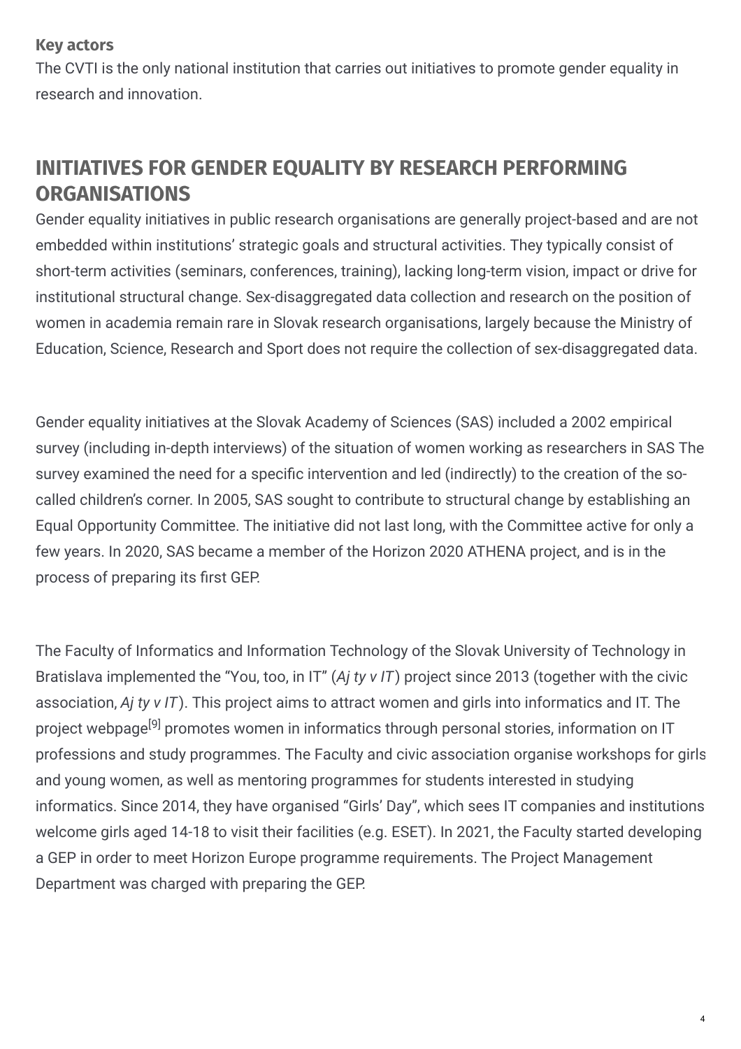**Key actors**

The CVTI is the only national institution that carries out initiatives to promote gender equality in research and innovation.

## INITIATIVES FOR GENDER EQUALITY BY RESEARCH PERFORMING ORGANISATIONS

Gender equality initiatives in public research organisations are generally project-based and are not embedded within institutions' strategic goals and structural activities. They typically consist of short-term activities (seminars, conferences, training), lacking long-term vision, impact or drive for institutional structural change. Sex-disaggregated data collection and research on the position of women in academia remain rare in Slovak research organisations, largely because the Ministry of Education, Science, Research and Sport does not require the collection of sex-disaggregated data.

Gender equality initiatives at the Slovak Academy of Sciences (SAS) included a 2002 empirical survey (including in-depth interviews) of the situation of women working as researchers in SAS The survey examined the need for a specific intervention and led (indirectly) to the creation of the so-called children's corner. In 2005, SAS sought to contribute to structural change by establishing an Equal Opportunity Committee. The initiative did not last long, with the Committee active for only a few years. In 2020, SAS became a member of the Horizon 2020 ATHENA project, and is in the process of preparing its first GEP.

The Faculty of Informatics and Information Technology of the Slovak University of Technology in Bratislava implemented the "You, too, in IT" (*Aj ty v IT*) project since 2013 (together with the civic association, *Aj ty v IT*). This project aims to attract women and girls into informatics and IT. The project webpage[9] promotes women in informatics through personal stories, information on IT professions and study programmes. The Faculty and civic association organise workshops for girls and young women, as well as mentoring programmes for students interested in studying informatics. Since 2014, they have organised "Girls' Day", which sees IT companies and institutions welcome girls aged 14-18 to visit their facilities (e.g. ESET). In 2021, the Faculty started developing a GEP in order to meet Horizon Europe programme requirements. The Project Management Department was charged with preparing the GEP.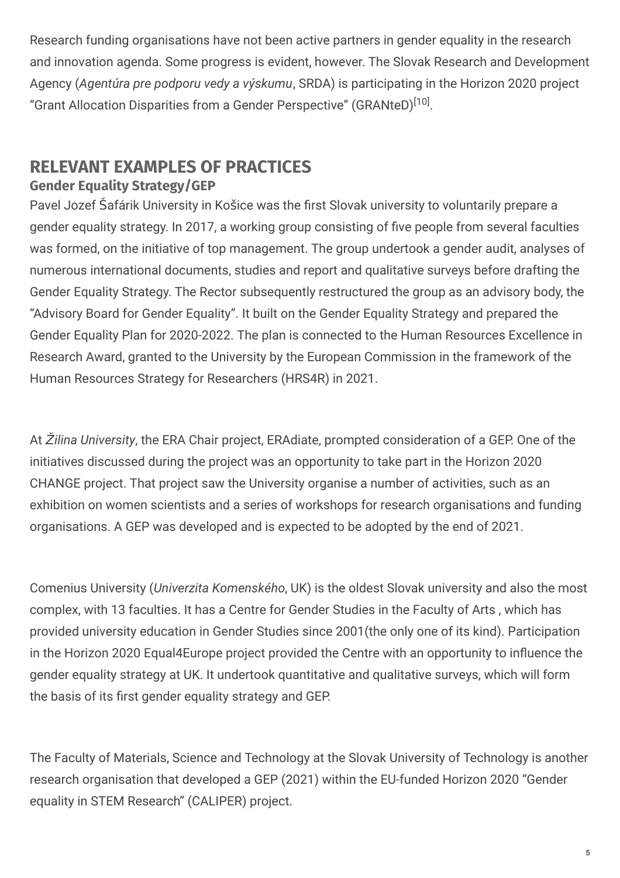Research funding organisations have not been active partners in gender equality in the research and innovation agenda. Some progress is evident, however. The Slovak Research and Development Agency (*Agentúra pre podporu vedy a výskumu*, SRDA) is participating in the Horizon 2020 project "Grant Allocation Disparities from a Gender Perspective" (GRANteD)[10].

## RELEVANT EXAMPLES OF PRACTICES

### Gender Equality Strategy/GEP

Pavel Jozef Šafárik University in Košice was the first Slovak university to voluntarily prepare a gender equality strategy. In 2017, a working group consisting of five people from several faculties was formed, on the initiative of top management. The group undertook a gender audit, analyses of numerous international documents, studies and report and qualitative surveys before drafting the Gender Equality Strategy. The Rector subsequently restructured the group as an advisory body, the "Advisory Board for Gender Equality". It built on the Gender Equality Strategy and prepared the Gender Equality Plan for 2020-2022. The plan is connected to the Human Resources Excellence in Research Award, granted to the University by the European Commission in the framework of the Human Resources Strategy for Researchers (HRS4R) in 2021.

At *Žilina University*, the ERA Chair project, ERAdiate, prompted consideration of a GEP. One of the initiatives discussed during the project was an opportunity to take part in the Horizon 2020 CHANGE project. That project saw the University organise a number of activities, such as an exhibition on women scientists and a series of workshops for research organisations and funding organisations. A GEP was developed and is expected to be adopted by the end of 2021.

Comenius University (*Univerzita Komenského*, UK) is the oldest Slovak university and also the most complex, with 13 faculties. It has a Centre for Gender Studies in the Faculty of Arts , which has provided university education in Gender Studies since 2001(the only one of its kind). Participation in the Horizon 2020 Equal4Europe project provided the Centre with an opportunity to influence the gender equality strategy at UK. It undertook quantitative and qualitative surveys, which will form the basis of its first gender equality strategy and GEP.

The Faculty of Materials, Science and Technology at the Slovak University of Technology is another research organisation that developed a GEP (2021) within the EU-funded Horizon 2020 "Gender equality in STEM Research" (CALIPER) project.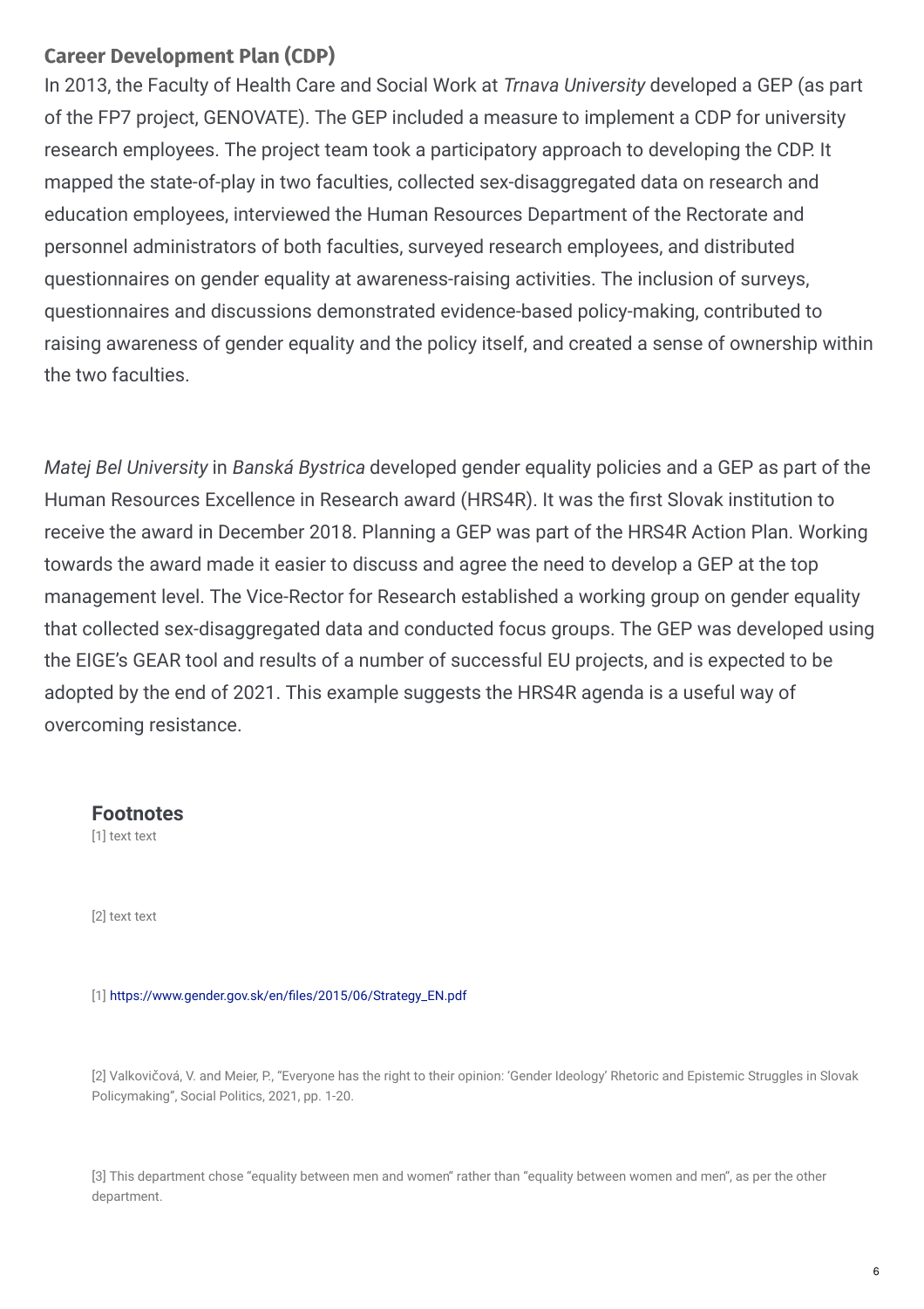## Career Development Plan (CDP)

In 2013, the Faculty of Health Care and Social Work at *Trnava University* developed a GEP (as part of the FP7 project, GENOVATE). The GEP included a measure to implement a CDP for university research employees. The project team took a participatory approach to developing the CDP. It mapped the state-of-play in two faculties, collected sex-disaggregated data on research and education employees, interviewed the Human Resources Department of the Rectorate and personnel administrators of both faculties, surveyed research employees, and distributed questionnaires on gender equality at awareness-raising activities. The inclusion of surveys, questionnaires and discussions demonstrated evidence-based policy-making, contributed to raising awareness of gender equality and the policy itself, and created a sense of ownership within the two faculties.

*Matej Bel University* in *Banská Bystrica* developed gender equality policies and a GEP as part of the Human Resources Excellence in Research award (HRS4R). It was the first Slovak institution to receive the award in December 2018. Planning a GEP was part of the HRS4R Action Plan. Working towards the award made it easier to discuss and agree the need to develop a GEP at the top management level. The Vice-Rector for Research established a working group on gender equality that collected sex-disaggregated data and conducted focus groups. The GEP was developed using the EIGE's GEAR tool and results of a number of successful EU projects, and is expected to be adopted by the end of 2021. This example suggests the HRS4R agenda is a useful way of overcoming resistance.

### Footnotes

[1] text text

[2] text text

[1] https://www.gender.gov.sk/en/files/2015/06/Strategy_EN.pdf

[2] Valkovičová, V. and Meier, P., "Everyone has the right to their opinion: 'Gender Ideology' Rhetoric and Epistemic Struggles in Slovak Policymaking", Social Politics, 2021, pp. 1-20.

[3] This department chose "equality between men and women" rather than "equality between women and men", as per the other department.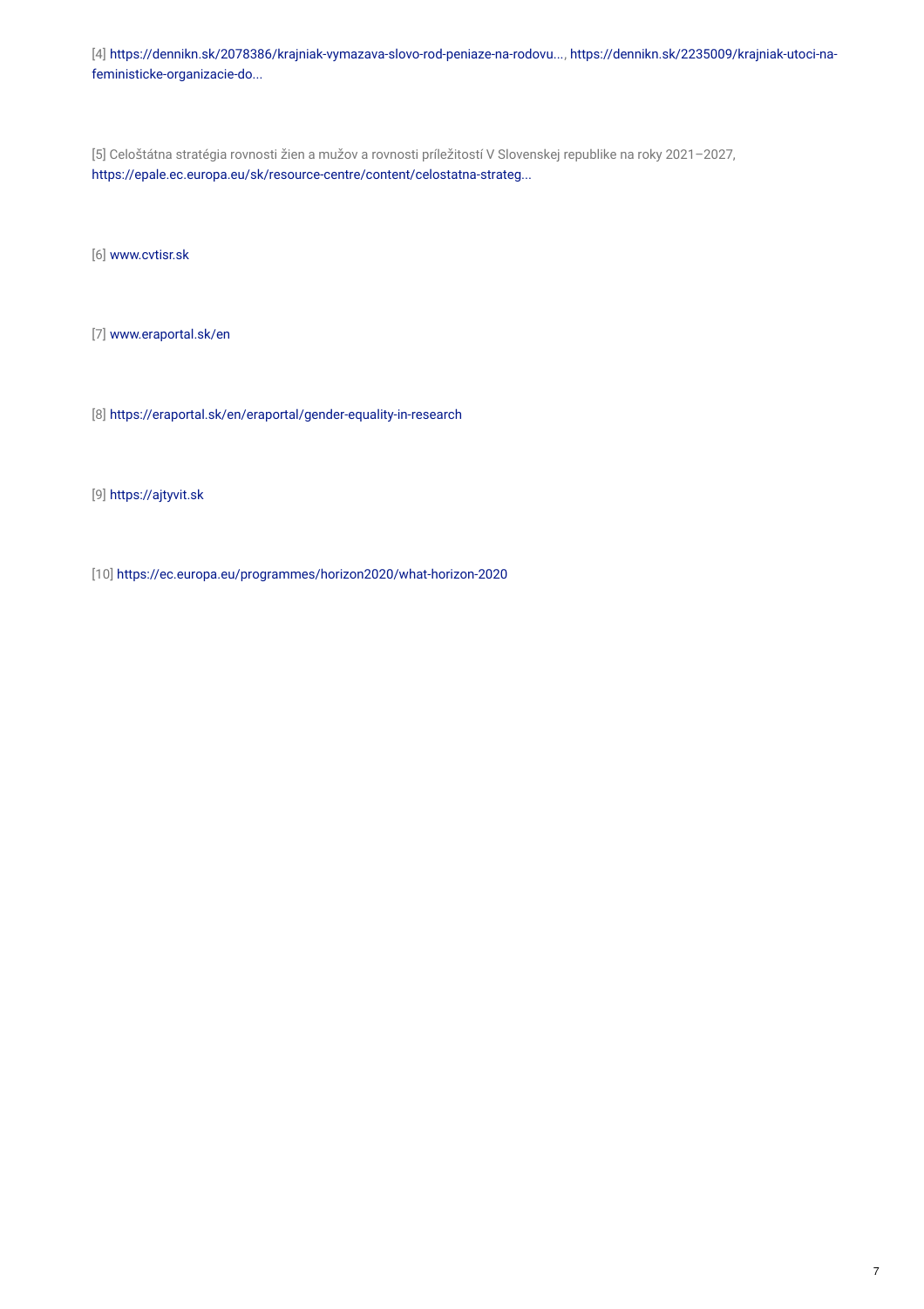[4] https://dennikn.sk/2078386/krajniak-vymazava-slovo-rod-peniaze-na-rodovu..., https://dennikn.sk/2235009/krajniak-utoci-na-feministicke-organizacie-do...

[5] Celoštátna stratégia rovnosti žien a mužov a rovnosti príležitostí V Slovenskej republike na roky 2021–2027, https://epale.ec.europa.eu/sk/resource-centre/content/celostatna-strateg...

[6] www.cvtisr.sk

[7] www.eraportal.sk/en

[8] https://eraportal.sk/en/eraportal/gender-equality-in-research

[9] https://ajtyvit.sk

[10] https://ec.europa.eu/programmes/horizon2020/what-horizon-2020